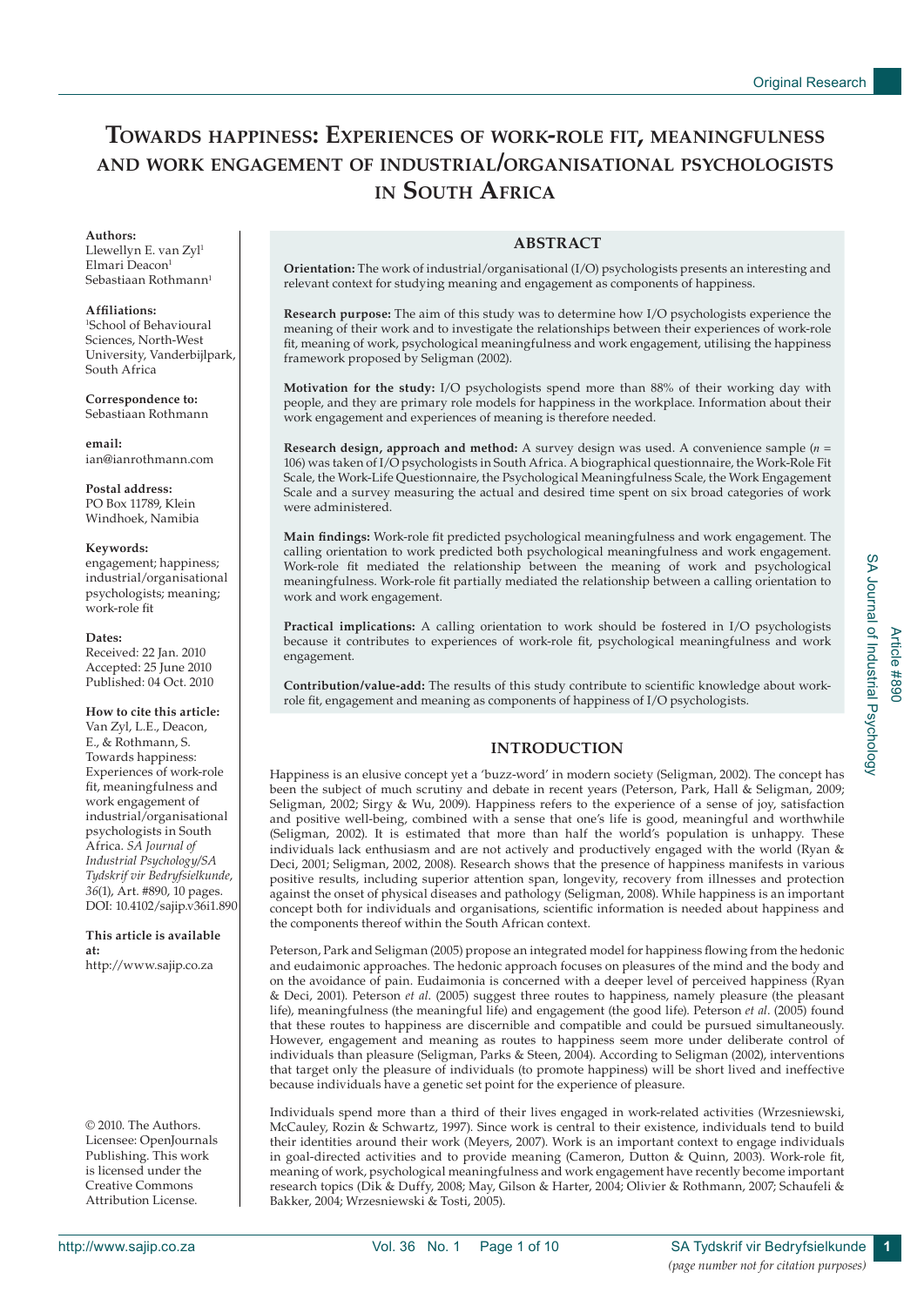# Towards happiness: Experiences of work-role fit, meaningfulness and work engagement of industrial/organisational psychologists in South Africa

**Authors:**
Llewellyn E. van Zyl[1]
Elmari Deacon[1]
Sebastiaan Rothmann[1]

**Affiliations:**
[1]School of Behavioural Sciences, North-West University, Vanderbijlpark, South Africa

**Correspondence to:**
Sebastiaan Rothmann

**email:**
ian@ianrothmann.com

**Postal address:**
PO Box 11789, Klein Windhoek, Namibia

**Keywords:**
engagement; happiness; industrial/organisational psychologists; meaning; work-role fit

**Dates:**
Received: 22 Jan. 2010
Accepted: 25 June 2010
Published: 04 Oct. 2010

**How to cite this article:**
Van Zyl, L.E., Deacon, E., & Rothmann, S. Towards happiness: Experiences of work-role fit, meaningfulness and work engagement of industrial/organisational psychologists in South Africa. *SA Journal of Industrial Psychology/SA Tydskrif vir Bedryfsielkunde*, *36*(1), Art. #890, 10 pages. DOI: 10.4102/sajip.v36i1.890

**This article is available at:**
http://www.sajip.co.za

© 2010. The Authors. Licensee: OpenJournals Publishing. This work is licensed under the Creative Commons Attribution License.

## ABSTRACT

**Orientation:** The work of industrial/organisational (I/O) psychologists presents an interesting and relevant context for studying meaning and engagement as components of happiness.

**Research purpose:** The aim of this study was to determine how I/O psychologists experience the meaning of their work and to investigate the relationships between their experiences of work-role fit, meaning of work, psychological meaningfulness and work engagement, utilising the happiness framework proposed by Seligman (2002).

**Motivation for the study:** I/O psychologists spend more than 88% of their working day with people, and they are primary role models for happiness in the workplace. Information about their work engagement and experiences of meaning is therefore needed.

**Research design, approach and method:** A survey design was used. A convenience sample (*n* = 106) was taken of I/O psychologists in South Africa. A biographical questionnaire, the Work-Role Fit Scale, the Work-Life Questionnaire, the Psychological Meaningfulness Scale, the Work Engagement Scale and a survey measuring the actual and desired time spent on six broad categories of work were administered.

**Main findings:** Work-role fit predicted psychological meaningfulness and work engagement. The calling orientation to work predicted both psychological meaningfulness and work engagement. Work-role fit mediated the relationship between the meaning of work and psychological meaningfulness. Work-role fit partially mediated the relationship between a calling orientation to work and work engagement.

**Practical implications:** A calling orientation to work should be fostered in I/O psychologists because it contributes to experiences of work-role fit, psychological meaningfulness and work engagement.

**Contribution/value-add:** The results of this study contribute to scientific knowledge about work-role fit, engagement and meaning as components of happiness of I/O psychologists.

## INTRODUCTION

Happiness is an elusive concept yet a 'buzz-word' in modern society (Seligman, 2002). The concept has been the subject of much scrutiny and debate in recent years (Peterson, Park, Hall & Seligman, 2009; Seligman, 2002; Sirgy & Wu, 2009). Happiness refers to the experience of a sense of joy, satisfaction and positive well-being, combined with a sense that one's life is good, meaningful and worthwhile (Seligman, 2002). It is estimated that more than half the world's population is unhappy. These individuals lack enthusiasm and are not actively and productively engaged with the world (Ryan & Deci, 2001; Seligman, 2002, 2008). Research shows that the presence of happiness manifests in various positive results, including superior attention span, longevity, recovery from illnesses and protection against the onset of physical diseases and pathology (Seligman, 2008). While happiness is an important concept both for individuals and organisations, scientific information is needed about happiness and the components thereof within the South African context.

Peterson, Park and Seligman (2005) propose an integrated model for happiness flowing from the hedonic and eudaimonic approaches. The hedonic approach focuses on pleasures of the mind and the body and on the avoidance of pain. Eudaimonia is concerned with a deeper level of perceived happiness (Ryan & Deci, 2001). Peterson *et al*. (2005) suggest three routes to happiness, namely pleasure (the pleasant life), meaningfulness (the meaningful life) and engagement (the good life). Peterson *et al*. (2005) found that these routes to happiness are discernible and compatible and could be pursued simultaneously. However, engagement and meaning as routes to happiness seem more under deliberate control of individuals than pleasure (Seligman, Parks & Steen, 2004). According to Seligman (2002), interventions that target only the pleasure of individuals (to promote happiness) will be short lived and ineffective because individuals have a genetic set point for the experience of pleasure.

Individuals spend more than a third of their lives engaged in work-related activities (Wrzesniewski, McCauley, Rozin & Schwartz, 1997). Since work is central to their existence, individuals tend to build their identities around their work (Meyers, 2007). Work is an important context to engage individuals in goal-directed activities and to provide meaning (Cameron, Dutton & Quinn, 2003). Work-role fit, meaning of work, psychological meaningfulness and work engagement have recently become important research topics (Dik & Duffy, 2008; May, Gilson & Harter, 2004; Olivier & Rothmann, 2007; Schaufeli & Bakker, 2004; Wrzesniewski & Tosti, 2005).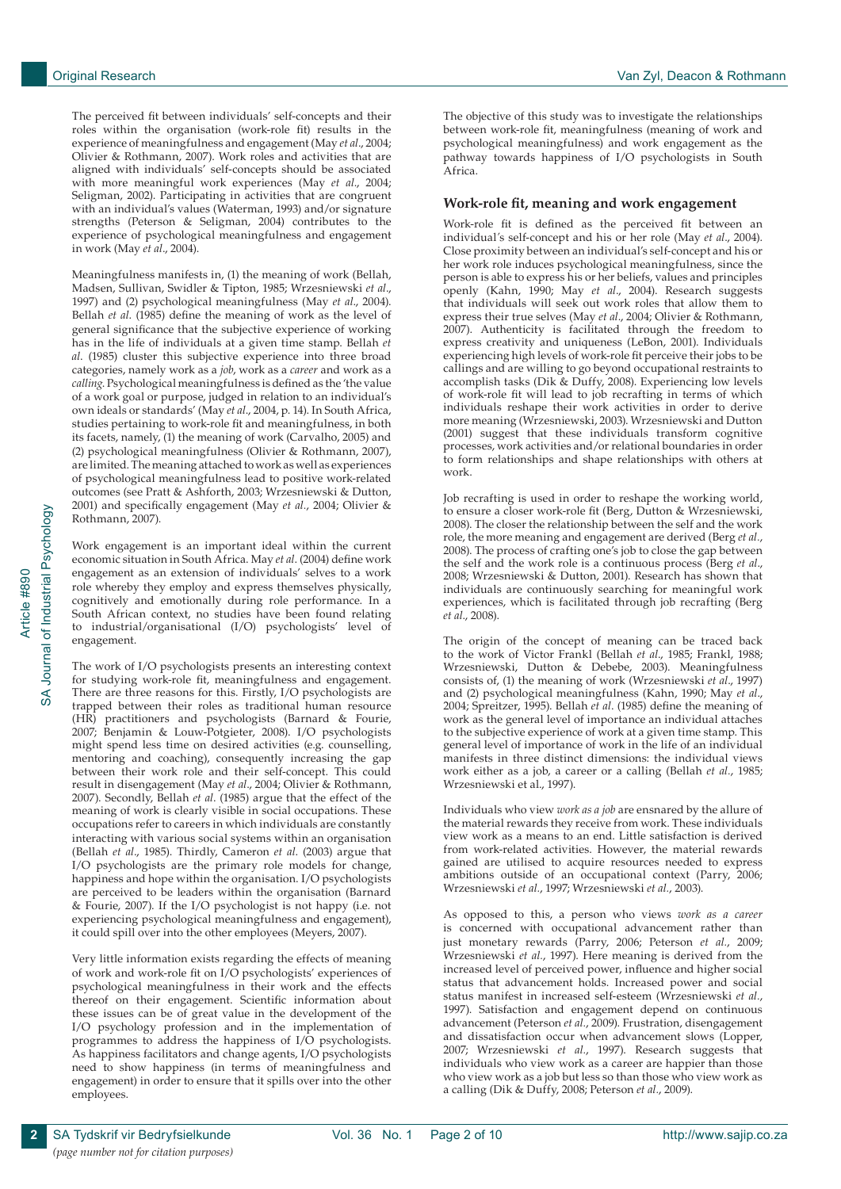The perceived fit between individuals' self-concepts and their roles within the organisation (work-role fit) results in the experience of meaningfulness and engagement (May *et al*., 2004; Olivier & Rothmann, 2007). Work roles and activities that are aligned with individuals' self-concepts should be associated with more meaningful work experiences (May *et al*., 2004; Seligman, 2002). Participating in activities that are congruent with an individual's values (Waterman, 1993) and/or signature strengths (Peterson & Seligman, 2004) contributes to the experience of psychological meaningfulness and engagement in work (May *et al*., 2004).

Meaningfulness manifests in, (1) the meaning of work (Bellah, Madsen, Sullivan, Swidler & Tipton, 1985; Wrzesniewski *et al*., 1997) and (2) psychological meaningfulness (May *et al*., 2004). Bellah *et al*. (1985) define the meaning of work as the level of general significance that the subjective experience of working has in the life of individuals at a given time stamp. Bellah *et al*. (1985) cluster this subjective experience into three broad categories, namely work as a *job*, work as a *career* and work as a *calling*. Psychological meaningfulness is defined as the 'the value of a work goal or purpose, judged in relation to an individual's own ideals or standards' (May *et al*., 2004, p. 14). In South Africa, studies pertaining to work-role fit and meaningfulness, in both its facets, namely, (1) the meaning of work (Carvalho, 2005) and (2) psychological meaningfulness (Olivier & Rothmann, 2007), are limited. The meaning attached to work as well as experiences of psychological meaningfulness lead to positive work-related outcomes (see Pratt & Ashforth, 2003; Wrzesniewski & Dutton, 2001) and specifically engagement (May *et al*., 2004; Olivier & Rothmann, 2007).

Work engagement is an important ideal within the current economic situation in South Africa. May *et al*. (2004) define work engagement as an extension of individuals' selves to a work role whereby they employ and express themselves physically, cognitively and emotionally during role performance. In a South African context, no studies have been found relating to industrial/organisational (I/O) psychologists' level of engagement.

The work of I/O psychologists presents an interesting context for studying work-role fit, meaningfulness and engagement. There are three reasons for this. Firstly, I/O psychologists are trapped between their roles as traditional human resource (HR) practitioners and psychologists (Barnard & Fourie, 2007; Benjamin & Louw-Potgieter, 2008). I/O psychologists might spend less time on desired activities (e.g. counselling, mentoring and coaching), consequently increasing the gap between their work role and their self-concept. This could result in disengagement (May *et al*., 2004; Olivier & Rothmann, 2007). Secondly, Bellah *et al*. (1985) argue that the effect of the meaning of work is clearly visible in social occupations. These occupations refer to careers in which individuals are constantly interacting with various social systems within an organisation (Bellah *et al*., 1985). Thirdly, Cameron *et al*. (2003) argue that I/O psychologists are the primary role models for change, happiness and hope within the organisation. I/O psychologists are perceived to be leaders within the organisation (Barnard & Fourie, 2007). If the I/O psychologist is not happy (i.e. not experiencing psychological meaningfulness and engagement), it could spill over into the other employees (Meyers, 2007).

Very little information exists regarding the effects of meaning of work and work-role fit on I/O psychologists' experiences of psychological meaningfulness in their work and the effects thereof on their engagement. Scientific information about these issues can be of great value in the development of the I/O psychology profession and in the implementation of programmes to address the happiness of I/O psychologists. As happiness facilitators and change agents, I/O psychologists need to show happiness (in terms of meaningfulness and engagement) in order to ensure that it spills over into the other employees.

The objective of this study was to investigate the relationships between work-role fit, meaningfulness (meaning of work and psychological meaningfulness) and work engagement as the pathway towards happiness of I/O psychologists in South Africa.

## Work-role fit, meaning and work engagement

Work-role fit is defined as the perceived fit between an individual's self-concept and his or her role (May *et al*., 2004). Close proximity between an individual's self-concept and his or her work role induces psychological meaningfulness, since the person is able to express his or her beliefs, values and principles openly (Kahn, 1990; May *et al*., 2004). Research suggests that individuals will seek out work roles that allow them to express their true selves (May *et al*., 2004; Olivier & Rothmann, 2007). Authenticity is facilitated through the freedom to express creativity and uniqueness (LeBon, 2001). Individuals experiencing high levels of work-role fit perceive their jobs to be callings and are willing to go beyond occupational restraints to accomplish tasks (Dik & Duffy, 2008). Experiencing low levels of work-role fit will lead to job recrafting in terms of which individuals reshape their work activities in order to derive more meaning (Wrzesniewski, 2003). Wrzesniewski and Dutton (2001) suggest that these individuals transform cognitive processes, work activities and/or relational boundaries in order to form relationships and shape relationships with others at work.

Job recrafting is used in order to reshape the working world, to ensure a closer work-role fit (Berg, Dutton & Wrzesniewski, 2008). The closer the relationship between the self and the work role, the more meaning and engagement are derived (Berg *et al*., 2008). The process of crafting one's job to close the gap between the self and the work role is a continuous process (Berg *et al*., 2008; Wrzesniewski & Dutton, 2001). Research has shown that individuals are continuously searching for meaningful work experiences, which is facilitated through job recrafting (Berg *et al*., 2008).

The origin of the concept of meaning can be traced back to the work of Victor Frankl (Bellah *et al*., 1985; Frankl, 1988; Wrzesniewski, Dutton & Debebe, 2003). Meaningfulness consists of, (1) the meaning of work (Wrzesniewski *et al*., 1997) and (2) psychological meaningfulness (Kahn, 1990; May *et al*., 2004; Spreitzer, 1995). Bellah *et al*. (1985) define the meaning of work as the general level of importance an individual attaches to the subjective experience of work at a given time stamp. This general level of importance of work in the life of an individual manifests in three distinct dimensions: the individual views work either as a job, a career or a calling (Bellah *et al*., 1985; Wrzesniewski et al., 1997).

Individuals who view *work as a job* are ensnared by the allure of the material rewards they receive from work. These individuals view work as a means to an end. Little satisfaction is derived from work-related activities. However, the material rewards gained are utilised to acquire resources needed to express ambitions outside of an occupational context (Parry, 2006; Wrzesniewski *et al*., 1997; Wrzesniewski *et al*., 2003).

As opposed to this, a person who views *work as a career* is concerned with occupational advancement rather than just monetary rewards (Parry, 2006; Peterson *et al*., 2009; Wrzesniewski *et al*., 1997). Here meaning is derived from the increased level of perceived power, influence and higher social status that advancement holds. Increased power and social status manifest in increased self-esteem (Wrzesniewski *et al*., 1997). Satisfaction and engagement depend on continuous advancement (Peterson *et al*., 2009). Frustration, disengagement and dissatisfaction occur when advancement slows (Lopper, 2007; Wrzesniewski *et al*., 1997). Research suggests that individuals who view work as a career are happier than those who view work as a job but less so than those who view work as a calling (Dik & Duffy, 2008; Peterson *et al*., 2009).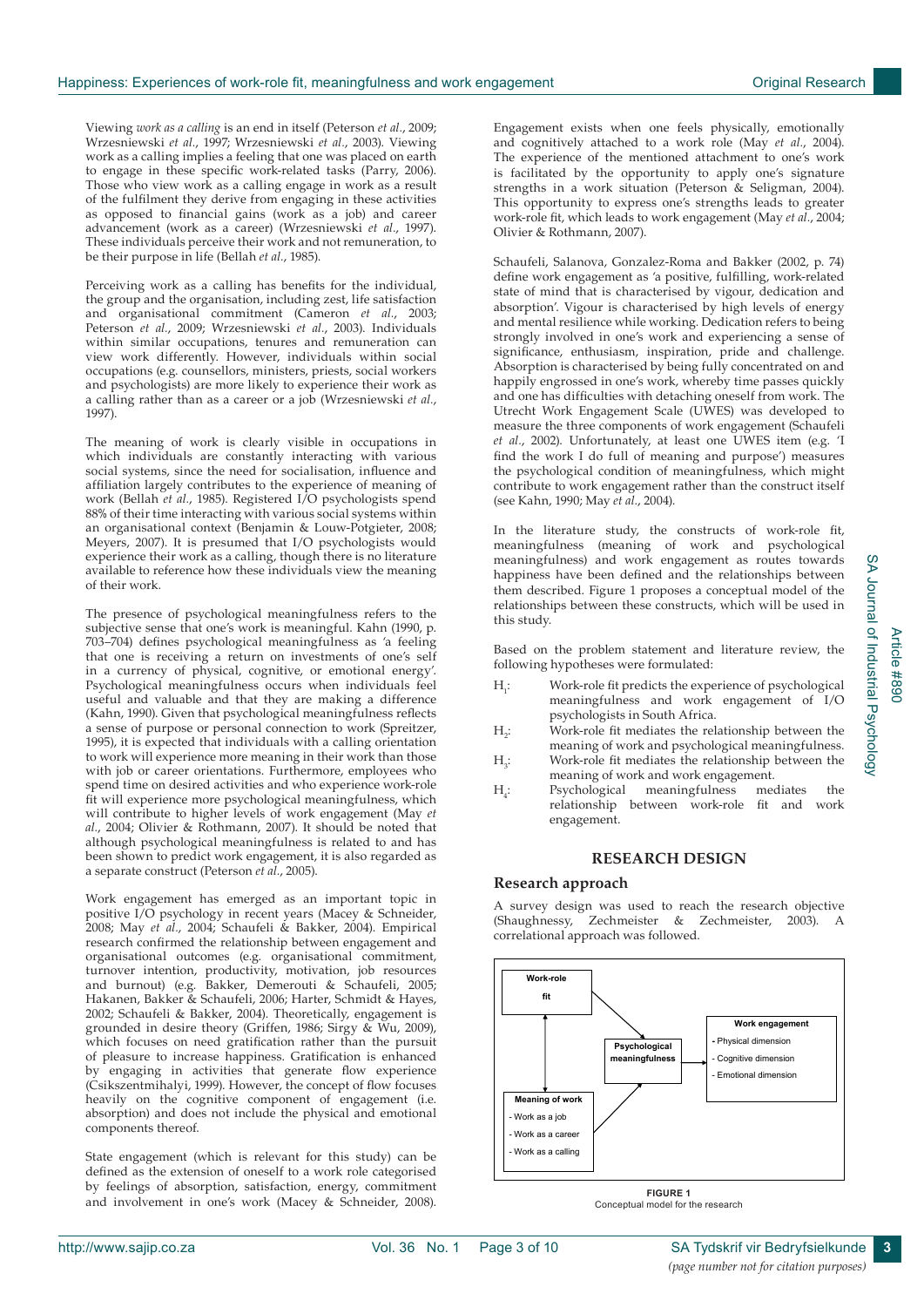Viewing *work as a calling* is an end in itself (Peterson *et al.*, 2009; Wrzesniewski *et al.*, 1997; Wrzesniewski *et al.*, 2003). Viewing work as a calling implies a feeling that one was placed on earth to engage in these specific work-related tasks (Parry, 2006). Those who view work as a calling engage in work as a result of the fulfilment they derive from engaging in these activities as opposed to financial gains (work as a job) and career advancement (work as a career) (Wrzesniewski *et al*., 1997). These individuals perceive their work and not remuneration, to be their purpose in life (Bellah *et al.*, 1985).

Perceiving work as a calling has benefits for the individual, the group and the organisation, including zest, life satisfaction and organisational commitment (Cameron *et al*., 2003; Peterson *et al.*, 2009; Wrzesniewski *et al*., 2003). Individuals within similar occupations, tenures and remuneration can view work differently. However, individuals within social occupations (e.g. counsellors, ministers, priests, social workers and psychologists) are more likely to experience their work as a calling rather than as a career or a job (Wrzesniewski *et al.*, 1997).

The meaning of work is clearly visible in occupations in which individuals are constantly interacting with various social systems, since the need for socialisation, influence and affiliation largely contributes to the experience of meaning of work (Bellah *et al.*, 1985). Registered I/O psychologists spend 88% of their time interacting with various social systems within an organisational context (Benjamin & Louw-Potgieter, 2008; Meyers, 2007). It is presumed that I/O psychologists would experience their work as a calling, though there is no literature available to reference how these individuals view the meaning of their work.

The presence of psychological meaningfulness refers to the subjective sense that one's work is meaningful. Kahn (1990, p. 703–704) defines psychological meaningfulness as 'a feeling that one is receiving a return on investments of one's self in a currency of physical, cognitive, or emotional energy'. Psychological meaningfulness occurs when individuals feel useful and valuable and that they are making a difference (Kahn, 1990). Given that psychological meaningfulness reflects a sense of purpose or personal connection to work (Spreitzer, 1995), it is expected that individuals with a calling orientation to work will experience more meaning in their work than those with job or career orientations. Furthermore, employees who spend time on desired activities and who experience work-role fit will experience more psychological meaningfulness, which will contribute to higher levels of work engagement (May *et al.*, 2004; Olivier & Rothmann, 2007). It should be noted that although psychological meaningfulness is related to and has been shown to predict work engagement, it is also regarded as a separate construct (Peterson *et al.*, 2005).

Work engagement has emerged as an important topic in positive I/O psychology in recent years (Macey & Schneider, 2008; May *et al*., 2004; Schaufeli & Bakker, 2004). Empirical research confirmed the relationship between engagement and organisational outcomes (e.g. organisational commitment, turnover intention, productivity, motivation, job resources and burnout) (e.g. Bakker, Demerouti & Schaufeli, 2005; Hakanen, Bakker & Schaufeli, 2006; Harter, Schmidt & Hayes, 2002; Schaufeli & Bakker, 2004). Theoretically, engagement is grounded in desire theory (Griffen, 1986; Sirgy & Wu, 2009), which focuses on need gratification rather than the pursuit of pleasure to increase happiness. Gratification is enhanced by engaging in activities that generate flow experience (Csikszentmihalyi, 1999). However, the concept of flow focuses heavily on the cognitive component of engagement (i.e. absorption) and does not include the physical and emotional components thereof.

State engagement (which is relevant for this study) can be defined as the extension of oneself to a work role categorised by feelings of absorption, satisfaction, energy, commitment and involvement in one's work (Macey & Schneider, 2008). Engagement exists when one feels physically, emotionally and cognitively attached to a work role (May *et al*., 2004). The experience of the mentioned attachment to one's work is facilitated by the opportunity to apply one's signature strengths in a work situation (Peterson & Seligman, 2004). This opportunity to express one's strengths leads to greater work-role fit, which leads to work engagement (May *et al.*, 2004; Olivier & Rothmann, 2007).

Schaufeli, Salanova, Gonzalez-Roma and Bakker (2002, p. 74) define work engagement as 'a positive, fulfilling, work-related state of mind that is characterised by vigour, dedication and absorption'. Vigour is characterised by high levels of energy and mental resilience while working. Dedication refers to being strongly involved in one's work and experiencing a sense of significance, enthusiasm, inspiration, pride and challenge. Absorption is characterised by being fully concentrated on and happily engrossed in one's work, whereby time passes quickly and one has difficulties with detaching oneself from work. The Utrecht Work Engagement Scale (UWES) was developed to measure the three components of work engagement (Schaufeli *et al.*, 2002). Unfortunately, at least one UWES item (e.g. 'I find the work I do full of meaning and purpose') measures the psychological condition of meaningfulness, which might contribute to work engagement rather than the construct itself (see Kahn, 1990; May *et al*., 2004).

In the literature study, the constructs of work-role fit, meaningfulness (meaning of work and psychological meaningfulness) and work engagement as routes towards happiness have been defined and the relationships between them described. Figure 1 proposes a conceptual model of the relationships between these constructs, which will be used in this study.

Based on the problem statement and literature review, the following hypotheses were formulated:

- $H_1$: Work-role fit predicts the experience of psychological meaningfulness and work engagement of I/O psychologists in South Africa.
- $H_2$: Work-role fit mediates the relationship between the meaning of work and psychological meaningfulness.
- $H_3$: Work-role fit mediates the relationship between the meaning of work and work engagement.
- $H_4$: Psychological meaningfulness mediates the relationship between work-role fit and work engagement.

## RESEARCH DESIGN

### Research approach

A survey design was used to reach the research objective (Shaughnessy, Zechmeister & Zechmeister, 2003). A correlational approach was followed.

Work-role fit

Meaning of work
- Work as a job
- Work as a career
- Work as a calling

Psychological meaningfulness

Work engagement
- Physical dimension
- Cognitive dimension
- Emotional dimension

**FIGURE 1**
Conceptual model for the research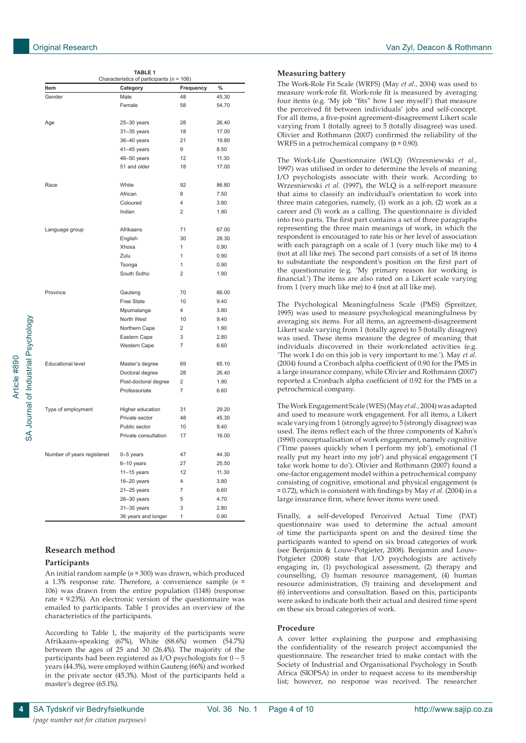**TABLE 1**
Characteristics of participants ($n$ = 106)

| Item | Category | Frequency | % |
|---|---|---|---|
| Gender | Male | 48 | 45.30 |
| | Female | 58 | 54.70 |
| Age | 25–30 years | 28 | 26.40 |
| | 31–35 years | 18 | 17.00 |
| | 36–40 years | 21 | 19.80 |
| | 41–45 years | 9 | 8.50 |
| | 46–50 years | 12 | 11.30 |
| | 51 and older | 18 | 17.00 |
| Race | White | 92 | 86.80 |
| | African | 8 | 7.50 |
| | Coloured | 4 | 3.80 |
| | Indian | 2 | 1.90 |
| Language group | Afrikaans | 71 | 67.00 |
| | English | 30 | 28.30 |
| | Xhosa | 1 | 0.90 |
| | Zulu | 1 | 0.90 |
| | Tsonga | 1 | 0.90 |
| | South Sotho | 2 | 1.90 |
| Province | Gauteng | 70 | 66.00 |
| | Free State | 10 | 9.40 |
| | Mpumalanga | 4 | 3.80 |
| | North West | 10 | 9.40 |
| | Northern Cape | 2 | 1.90 |
| | Eastern Cape | 3 | 2.80 |
| | Western Cape | 7 | 6.60 |
| Educational level | Master's degree | 69 | 65.10 |
| | Doctoral degree | 28 | 26.40 |
| | Post-doctoral degree | 2 | 1.90 |
| | Professoriate | 7 | 6.60 |
| Type of employment | Higher education | 31 | 29.20 |
| | Private sector | 48 | 45.30 |
| | Public sector | 10 | 9.40 |
| | Private consultation | 17 | 16.00 |
| Number of years registered | 0–5 years | 47 | 44.30 |
| | 6–10 years | 27 | 25.50 |
| | 11–15 years | 12 | 11.30 |
| | 16–20 years | 4 | 3.80 |
| | 21–25 years | 7 | 6.60 |
| | 26–30 years | 5 | 4.70 |
| | 31–35 years | 3 | 2.80 |
| | 36 years and longer | 1 | 0.90 |

## Research method

### Participants

An initial random sample ($n$ = 300) was drawn, which produced a 1.3% response rate. Therefore, a convenience sample ($n$ = 106) was drawn from the entire population (1148) (response rate = 9.23%). An electronic version of the questionnaire was emailed to participants. Table 1 provides an overview of the characteristics of the participants.

According to Table 1, the majority of the participants were Afrikaans-speaking (67%), White (88.6%) women (54.7%) between the ages of 25 and 30 (26.4%). The majority of the participants had been registered as I/O psychologists for 0 – 5 years (44.3%), were employed within Gauteng (66%) and worked in the private sector (45.3%). Most of the participants held a master's degree (65.1%).

### Measuring battery

The Work-Role Fit Scale (WRFS) (May *et al.*, 2004) was used to measure work-role fit. Work-role fit is measured by averaging four items (e.g. 'My job "fits" how I see myself') that measure the perceived fit between individuals' jobs and self-concept. For all items, a five-point agreement-disagreement Likert scale varying from 1 (totally agree) to 5 (totally disagree) was used. Olivier and Rothmann (2007) confirmed the reliability of the WRFS in a petrochemical company (α = 0.90).

The Work-Life Questionnaire (WLQ) (Wrzesniewski *et al.*, 1997) was utilised in order to determine the levels of meaning I/O psychologists associate with their work. According to Wrzesniewski *et al.* (1997), the WLQ is a self-report measure that aims to classify an individual's orientation to work into three main categories, namely, (1) work as a job, (2) work as a career and (3) work as a calling. The questionnaire is divided into two parts. The first part contains a set of three paragraphs representing the three main meanings of work, in which the respondent is encouraged to rate his or her level of association with each paragraph on a scale of 1 (very much like me) to 4 (not at all like me). The second part consists of a set of 18 items to substantiate the respondent's position on the first part of the questionnaire (e.g. 'My primary reason for working is financial.') The items are also rated on a Likert scale varying from 1 (very much like me) to 4 (not at all like me).

The Psychological Meaningfulness Scale (PMS) (Spreitzer, 1995) was used to measure psychological meaningfulness by averaging six items. For all items, an agreement-disagreement Likert scale varying from 1 (totally agree) to 5 (totally disagree) was used. These items measure the degree of meaning that individuals discovered in their work-related activities (e.g. 'The work I do on this job is very important to me.'). May *et al.* (2004) found a Cronbach alpha coefficient of 0.90 for the PMS in a large insurance company, while Olivier and Rothmann (2007) reported a Cronbach alpha coefficient of 0.92 for the PMS in a petrochemical company.

The Work Engagement Scale (WES) (May *et al.*, 2004) was adapted and used to measure work engagement. For all items, a Likert scale varying from 1 (strongly agree) to 5 (strongly disagree) was used. The items reflect each of the three components of Kahn's (1990) conceptualisation of work engagement, namely cognitive ('Time passes quickly when I perform my job'), emotional ('I really put my heart into my job') and physical engagement ('I take work home to do'). Olivier and Rothmann (2007) found a one-factor engagement model within a petrochemical company consisting of cognitive, emotional and physical engagement (α = 0.72), which is consistent with findings by May *et al.* (2004) in a large insurance firm, where fewer items were used.

Finally, a self-developed Perceived Actual Time (PAT) questionnaire was used to determine the actual amount of time the participants spent on and the desired time the participants wanted to spend on six broad categories of work (see Benjamin & Louw-Potgieter, 2008). Benjamin and Louw-Potgieter (2008) state that I/O psychologists are actively engaging in, (1) psychological assessment, (2) therapy and counselling, (3) human resource management, (4) human resource administration, (5) training and development and (6) interventions and consultation. Based on this, participants were asked to indicate both their actual and desired time spent on these six broad categories of work.

### Procedure

A cover letter explaining the purpose and emphasising the confidentiality of the research project accompanied the questionnaire. The researcher tried to make contact with the Society of Industrial and Organisational Psychology in South Africa (SIOPSA) in order to request access to its membership list; however, no response was received. The researcher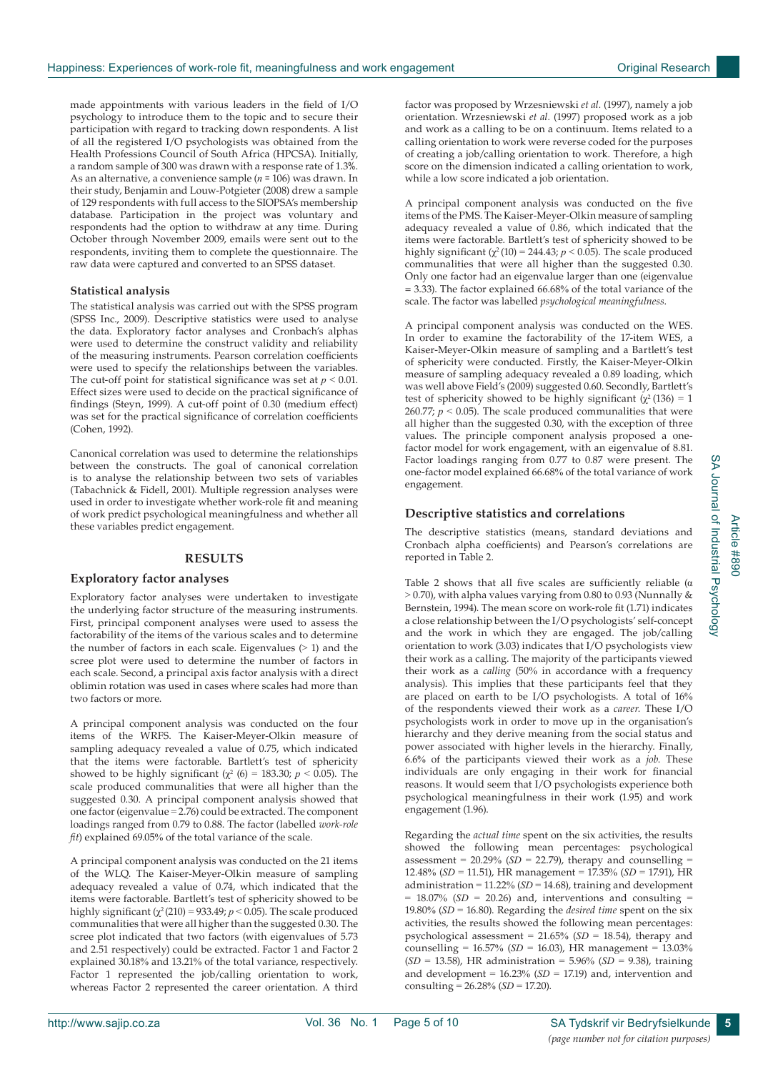made appointments with various leaders in the field of I/O psychology to introduce them to the topic and to secure their participation with regard to tracking down respondents. A list of all the registered I/O psychologists was obtained from the Health Professions Council of South Africa (HPCSA). Initially, a random sample of 300 was drawn with a response rate of 1.3%. As an alternative, a convenience sample ($n$ = 106) was drawn. In their study, Benjamin and Louw-Potgieter (2008) drew a sample of 129 respondents with full access to the SIOPSA's membership database. Participation in the project was voluntary and respondents had the option to withdraw at any time. During October through November 2009, emails were sent out to the respondents, inviting them to complete the questionnaire. The raw data were captured and converted to an SPSS dataset.

### Statistical analysis

The statistical analysis was carried out with the SPSS program (SPSS Inc., 2009). Descriptive statistics were used to analyse the data. Exploratory factor analyses and Cronbach's alphas were used to determine the construct validity and reliability of the measuring instruments. Pearson correlation coefficients were used to specify the relationships between the variables. The cut-off point for statistical significance was set at $p < 0.01$. Effect sizes were used to decide on the practical significance of findings (Steyn, 1999). A cut-off point of 0.30 (medium effect) was set for the practical significance of correlation coefficients (Cohen, 1992).

Canonical correlation was used to determine the relationships between the constructs. The goal of canonical correlation is to analyse the relationship between two sets of variables (Tabachnick & Fidell, 2001). Multiple regression analyses were used in order to investigate whether work-role fit and meaning of work predict psychological meaningfulness and whether all these variables predict engagement.

## RESULTS

### Exploratory factor analyses

Exploratory factor analyses were undertaken to investigate the underlying factor structure of the measuring instruments. First, principal component analyses were used to assess the factorability of the items of the various scales and to determine the number of factors in each scale. Eigenvalues (> 1) and the scree plot were used to determine the number of factors in each scale. Second, a principal axis factor analysis with a direct oblimin rotation was used in cases where scales had more than two factors or more.

A principal component analysis was conducted on the four items of the WRFS. The Kaiser-Meyer-Olkin measure of sampling adequacy revealed a value of 0.75, which indicated that the items were factorable. Bartlett's test of sphericity showed to be highly significant ($\chi^2$ (6) = 183.30; $p < 0.05$). The scale produced communalities that were all higher than the suggested 0.30. A principal component analysis showed that one factor (eigenvalue = 2.76) could be extracted. The component loadings ranged from 0.79 to 0.88. The factor (labelled *work-role fit*) explained 69.05% of the total variance of the scale.

A principal component analysis was conducted on the 21 items of the WLQ. The Kaiser-Meyer-Olkin measure of sampling adequacy revealed a value of 0.74, which indicated that the items were factorable. Bartlett's test of sphericity showed to be highly significant ($\chi^2$ (210) = 933.49; $p < 0.05$). The scale produced communalities that were all higher than the suggested 0.30. The scree plot indicated that two factors (with eigenvalues of 5.73 and 2.51 respectively) could be extracted. Factor 1 and Factor 2 explained 30.18% and 13.21% of the total variance, respectively. Factor 1 represented the job/calling orientation to work, whereas Factor 2 represented the career orientation. A third factor was proposed by Wrzesniewski *et al.* (1997), namely a job orientation. Wrzesniewski *et al.* (1997) proposed work as a job and work as a calling to be on a continuum. Items related to a calling orientation to work were reverse coded for the purposes of creating a job/calling orientation to work. Therefore, a high score on the dimension indicated a calling orientation to work, while a low score indicated a job orientation.

A principal component analysis was conducted on the five items of the PMS. The Kaiser-Meyer-Olkin measure of sampling adequacy revealed a value of 0.86, which indicated that the items were factorable. Bartlett's test of sphericity showed to be highly significant ($\chi^2$ (10) = 244.43; $p < 0.05$). The scale produced communalities that were all higher than the suggested 0.30. Only one factor had an eigenvalue larger than one (eigenvalue = 3.33). The factor explained 66.68% of the total variance of the scale. The factor was labelled *psychological meaningfulness*.

A principal component analysis was conducted on the WES. In order to examine the factorability of the 17-item WES, a Kaiser-Meyer-Olkin measure of sampling and a Bartlett's test of sphericity were conducted. Firstly, the Kaiser-Meyer-Olkin measure of sampling adequacy revealed a 0.89 loading, which was well above Field's (2009) suggested 0.60. Secondly, Bartlett's test of sphericity showed to be highly significant ($\chi^2$ (136) = 1 260.77; $p < 0.05$). The scale produced communalities that were all higher than the suggested 0.30, with the exception of three values. The principle component analysis proposed a one-factor model for work engagement, with an eigenvalue of 8.81. Factor loadings ranging from 0.77 to 0.87 were present. The one-factor model explained 66.68% of the total variance of work engagement.

### Descriptive statistics and correlations

The descriptive statistics (means, standard deviations and Cronbach alpha coefficients) and Pearson's correlations are reported in Table 2.

Table 2 shows that all five scales are sufficiently reliable ($\alpha$ > 0.70), with alpha values varying from 0.80 to 0.93 (Nunnally & Bernstein, 1994). The mean score on work-role fit (1.71) indicates a close relationship between the I/O psychologists' self-concept and the work in which they are engaged. The job/calling orientation to work (3.03) indicates that I/O psychologists view their work as a calling. The majority of the participants viewed their work as a *calling* (50% in accordance with a frequency analysis). This implies that these participants feel that they are placed on earth to be I/O psychologists. A total of 16% of the respondents viewed their work as a *career.* These I/O psychologists work in order to move up in the organisation's hierarchy and they derive meaning from the social status and power associated with higher levels in the hierarchy. Finally, 6.6% of the participants viewed their work as a *job.* These individuals are only engaging in their work for financial reasons. It would seem that I/O psychologists experience both psychological meaningfulness in their work (1.95) and work engagement (1.96).

Regarding the *actual time* spent on the six activities, the results showed the following mean percentages: psychological assessment = 20.29% ($SD$ = 22.79), therapy and counselling = 12.48% ($SD$ = 11.51), HR management = 17.35% ($SD$ = 17.91), HR administration = 11.22% ($SD$ = 14.68), training and development = 18.07% ($SD$ = 20.26) and, interventions and consulting = 19.80% ($SD$ = 16.80). Regarding the *desired time* spent on the six activities, the results showed the following mean percentages: psychological assessment = 21.65% ($SD$ = 18.54), therapy and counselling = 16.57% ($SD$ = 16.03), HR management = 13.03% ($SD$ = 13.58), HR administration = 5.96% ($SD$ = 9.38), training and development = 16.23% ($SD$ = 17.19) and, intervention and consulting = 26.28% ($SD$ = 17.20).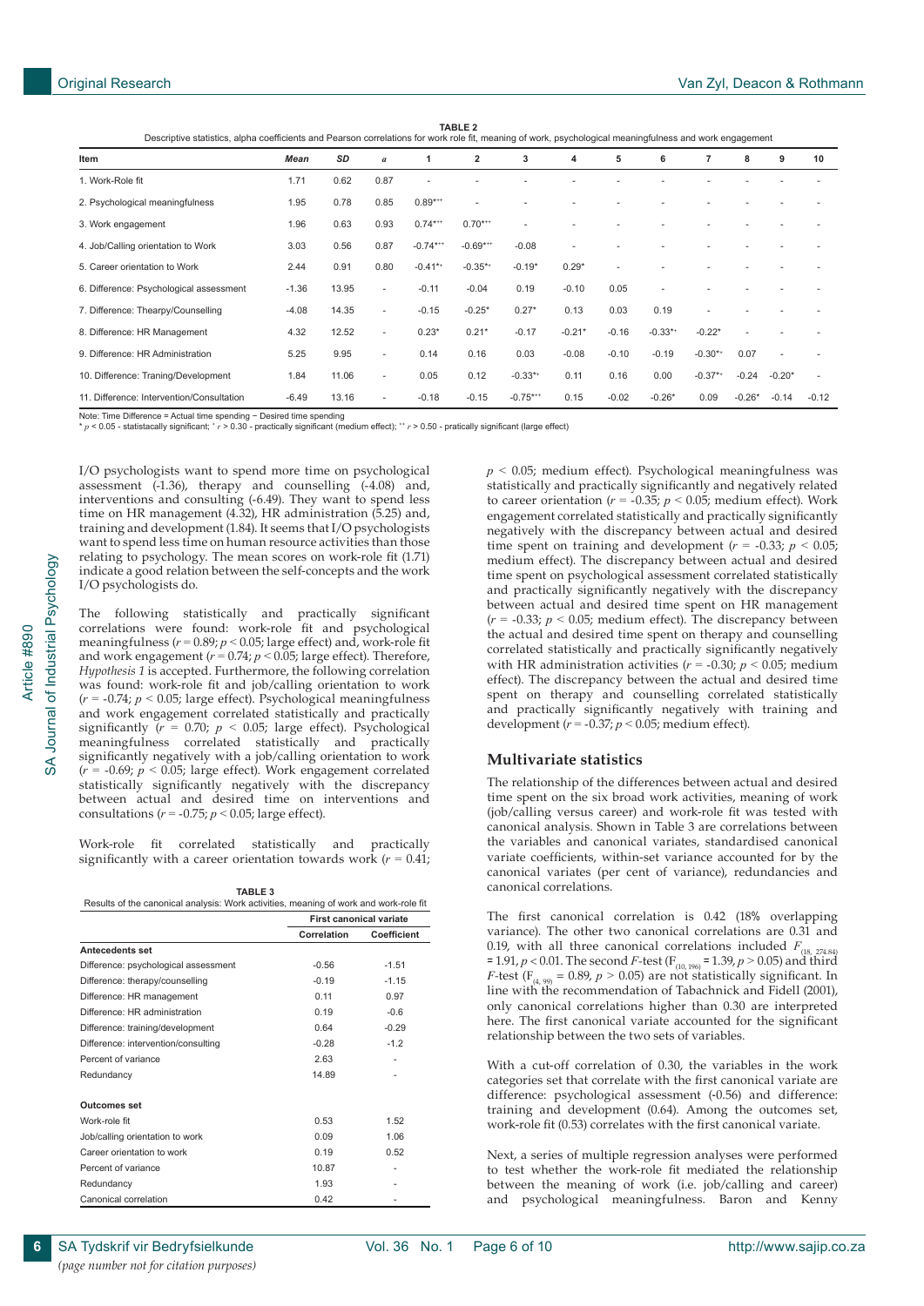**TABLE 2**
Descriptive statistics, alpha coefficients and Pearson correlations for work role fit, meaning of work, psychological meaningfulness and work engagement

| Item | Mean | SD | α | 1 | 2 | 3 | 4 | 5 | 6 | 7 | 8 | 9 | 10 |
|---|---|---|---|---|---|---|---|---|---|---|---|---|---|
| 1. Work-Role fit | 1.71 | 0.62 | 0.87 | - | - | - | - | - | - | - | - | - | - |
| 2. Psychological meaningfulness | 1.95 | 0.78 | 0.85 | 0.89*++ | - | - | - | - | - | - | - | - | - |
| 3. Work engagement | 1.96 | 0.63 | 0.93 | 0.74*++ | 0.70*++ | - | - | - | - | - | - | - | - |
| 4. Job/Calling orientation to Work | 3.03 | 0.56 | 0.87 | -0.74*++ | -0.69*++ | -0.08 | - | - | - | - | - | - | - |
| 5. Career orientation to Work | 2.44 | 0.91 | 0.80 | -0.41*+ | -0.35*+ | -0.19* | 0.29* | - | - | - | - | - | - |
| 6. Difference: Psychological assessment | -1.36 | 13.95 | - | -0.11 | -0.04 | 0.19 | -0.10 | 0.05 | - | - | - | - | - |
| 7. Difference: Thearpy/Counselling | -4.08 | 14.35 | - | -0.15 | -0.25* | 0.27* | 0.13 | 0.03 | 0.19 | - | - | - | - |
| 8. Difference: HR Management | 4.32 | 12.52 | - | 0.23* | 0.21* | -0.17 | -0.21* | -0.16 | -0.33*+ | -0.22* | - | - | - |
| 9. Difference: HR Administration | 5.25 | 9.95 | - | 0.14 | 0.16 | 0.03 | -0.08 | -0.10 | -0.19 | -0.30*+ | 0.07 | - | - |
| 10. Difference: Traning/Development | 1.84 | 11.06 | - | 0.05 | 0.12 | -0.33*+ | 0.11 | 0.16 | 0.00 | -0.37*+ | -0.24 | -0.20* | - |
| 11. Difference: Intervention/Consultation | -6.49 | 13.16 | - | -0.18 | -0.15 | -0.75*++ | 0.15 | -0.02 | -0.26* | 0.09 | -0.26* | -0.14 | -0.12 |

Note: Time Difference = Actual time spending − Desired time spending
* $p < 0.05$ - statistacally significant; + $r > 0.30$ - practically significant (medium effect); ++ $r > 0.50$ - pratically significant (large effect)

I/O psychologists want to spend more time on psychological assessment (-1.36), therapy and counselling (-4.08) and, interventions and consulting (-6.49). They want to spend less time on HR management (4.32), HR administration (5.25) and, training and development (1.84). It seems that I/O psychologists want to spend less time on human resource activities than those relating to psychology. The mean scores on work-role fit (1.71) indicate a good relation between the self-concepts and the work I/O psychologists do.

The following statistically and practically significant correlations were found: work-role fit and psychological meaningfulness ($r = 0.89$; $p < 0.05$; large effect) and, work-role fit and work engagement ($r = 0.74$; $p < 0.05$; large effect). Therefore, *Hypothesis 1* is accepted. Furthermore, the following correlation was found: work-role fit and job/calling orientation to work ($r = -0.74$; $p < 0.05$; large effect). Psychological meaningfulness and work engagement correlated statistically and practically significantly ($r = 0.70$; $p < 0.05$; large effect). Psychological meaningfulness correlated statistically and practically significantly negatively with a job/calling orientation to work ($r = -0.69$; $p < 0.05$; large effect). Work engagement correlated statistically significantly negatively with the discrepancy between actual and desired time on interventions and consultations ($r = -0.75$; $p < 0.05$; large effect).

Work-role fit correlated statistically and practically significantly with a career orientation towards work ($r = 0.41$; $p < 0.05$; medium effect). Psychological meaningfulness was statistically and practically significantly and negatively related to career orientation ($r = -0.35$; $p < 0.05$; medium effect). Work engagement correlated statistically and practically significantly negatively with the discrepancy between actual and desired time spent on training and development ($r = -0.33$; $p < 0.05$; medium effect). The discrepancy between actual and desired time spent on psychological assessment correlated statistically and practically significantly negatively with the discrepancy between actual and desired time spent on HR management ($r = -0.33$; $p < 0.05$; medium effect). The discrepancy between the actual and desired time spent on therapy and counselling correlated statistically and practically significantly negatively with HR administration activities ($r = -0.30$; $p < 0.05$; medium effect). The discrepancy between the actual and desired time spent on therapy and counselling correlated statistically and practically significantly negatively with training and development ($r = -0.37$; $p < 0.05$; medium effect).

**TABLE 3**
Results of the canonical analysis: Work activities, meaning of work and work-role fit

| | First canonical variate | |
|---|---|---|
| | Correlation | Coefficient |
| **Antecedents set** | | |
| Difference: psychological assessment | -0.56 | -1.51 |
| Difference: therapy/counselling | -0.19 | -1.15 |
| Difference: HR management | 0.11 | 0.97 |
| Difference: HR administration | 0.19 | -0.6 |
| Difference: training/development | 0.64 | -0.29 |
| Difference: intervention/consulting | -0.28 | -1.2 |
| Percent of variance | 2.63 | - |
| Redundancy | 14.89 | - |
| **Outcomes set** | | |
| Work-role fit | 0.53 | 1.52 |
| Job/calling orientation to work | 0.09 | 1.06 |
| Career orientation to work | 0.19 | 0.52 |
| Percent of variance | 10.87 | - |
| Redundancy | 1.93 | - |
| Canonical correlation | 0.42 | - |

## Multivariate statistics

The relationship of the differences between actual and desired time spent on the six broad work activities, meaning of work (job/calling versus career) and work-role fit was tested with canonical analysis. Shown in Table 3 are correlations between the variables and canonical variates, standardised canonical variate coefficients, within-set variance accounted for by the canonical variates (per cent of variance), redundancies and canonical correlations.

The first canonical correlation is 0.42 (18% overlapping variance). The other two canonical correlations are 0.31 and 0.19, with all three canonical correlations included $F_{(18,\ 274.84)} = 1.91$, $p < 0.01$. The second $F$-test ($F_{(10,\ 196)} = 1.39$, $p > 0.05$) and third $F$-test ($F_{(4,\ 99)} = 0.89$, $p > 0.05$) are not statistically significant. In line with the recommendation of Tabachnick and Fidell (2001), only canonical correlations higher than 0.30 are interpreted here. The first canonical variate accounted for the significant relationship between the two sets of variables.

With a cut-off correlation of 0.30, the variables in the work categories set that correlate with the first canonical variate are difference: psychological assessment (-0.56) and difference: training and development (0.64). Among the outcomes set, work-role fit (0.53) correlates with the first canonical variate.

Next, a series of multiple regression analyses were performed to test whether the work-role fit mediated the relationship between the meaning of work (i.e. job/calling and career) and psychological meaningfulness. Baron and Kenny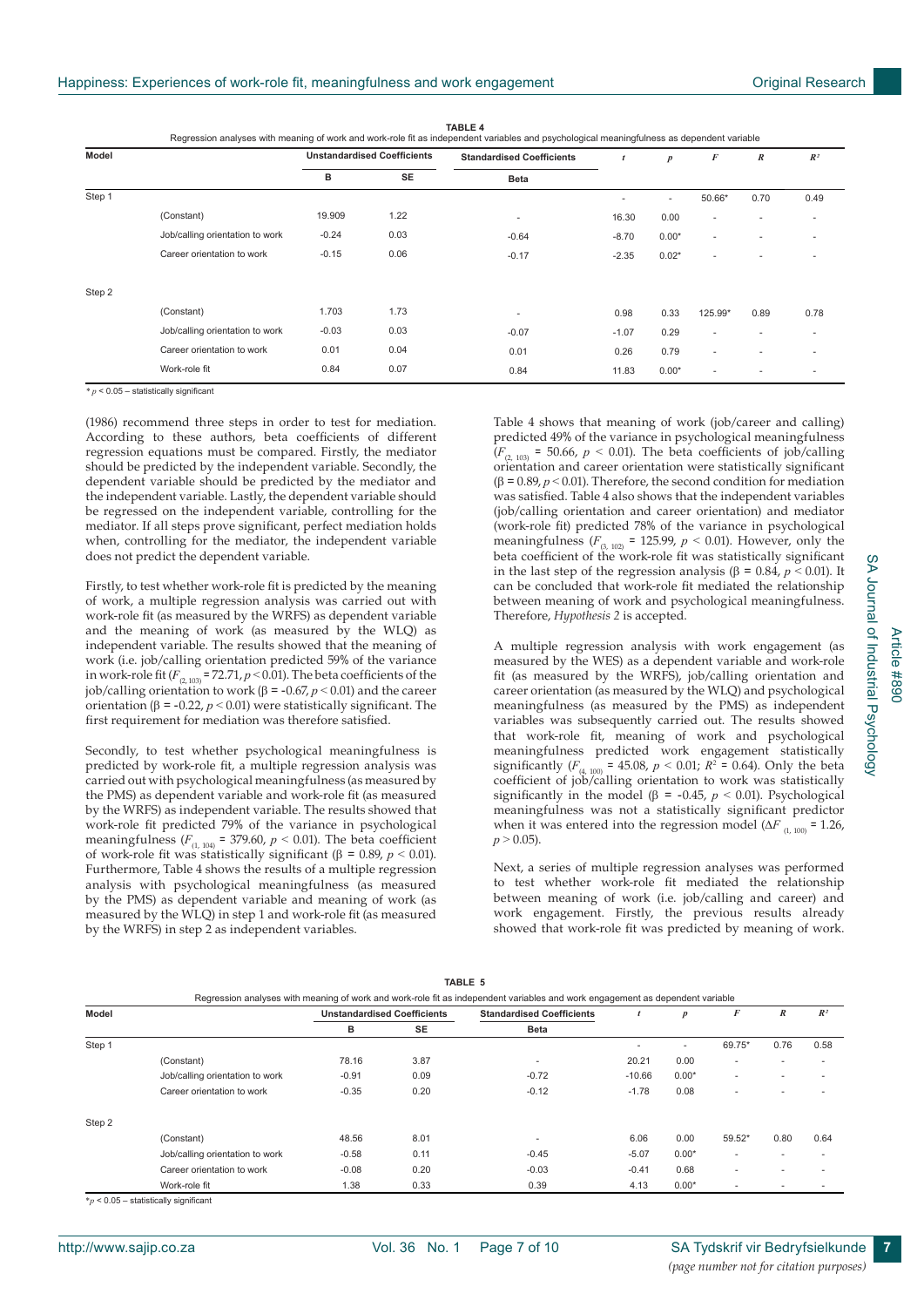**TABLE 4**

Regression analyses with meaning of work and work-role fit as independent variables and psychological meaningfulness as dependent variable

| Model | | Unstandardised Coefficients | | Standardised Coefficients | $t$ | $p$ | $F$ | $R$ | $R^2$ |
|---|---|---|---|---|---|---|---|---|---|
| | | B | SE | Beta | | | | | |
| Step 1 | | | | | - | - | 50.66* | 0.70 | 0.49 |
| | (Constant) | 19.909 | 1.22 | - | 16.30 | 0.00 | - | - | - |
| | Job/calling orientation to work | -0.24 | 0.03 | -0.64 | -8.70 | 0.00* | - | - | - |
| | Career orientation to work | -0.15 | 0.06 | -0.17 | -2.35 | 0.02* | - | - | - |
| Step 2 | | | | | | | | | |
| | (Constant) | 1.703 | 1.73 | - | 0.98 | 0.33 | 125.99* | 0.89 | 0.78 |
| | Job/calling orientation to work | -0.03 | 0.03 | -0.07 | -1.07 | 0.29 | - | - | - |
| | Career orientation to work | 0.01 | 0.04 | 0.01 | 0.26 | 0.79 | - | - | - |
| | Work-role fit | 0.84 | 0.07 | 0.84 | 11.83 | 0.00* | - | - | - |

* $p < 0.05$ – statistically significant

(1986) recommend three steps in order to test for mediation. According to these authors, beta coefficients of different regression equations must be compared. Firstly, the mediator should be predicted by the independent variable. Secondly, the dependent variable should be predicted by the mediator and the independent variable. Lastly, the dependent variable should be regressed on the independent variable, controlling for the mediator. If all steps prove significant, perfect mediation holds when, controlling for the mediator, the independent variable does not predict the dependent variable.

Firstly, to test whether work-role fit is predicted by the meaning of work, a multiple regression analysis was carried out with work-role fit (as measured by the WRFS) as dependent variable and the meaning of work (as measured by the WLQ) as independent variable. The results showed that the meaning of work (i.e. job/calling orientation predicted 59% of the variance in work-role fit ($F_{(2, 103)} = 72.71$, $p < 0.01$). The beta coefficients of the job/calling orientation to work ($\beta = -0.67$, $p < 0.01$) and the career orientation ($\beta = -0.22$, $p < 0.01$) were statistically significant. The first requirement for mediation was therefore satisfied.

Secondly, to test whether psychological meaningfulness is predicted by work-role fit, a multiple regression analysis was carried out with psychological meaningfulness (as measured by the PMS) as dependent variable and work-role fit (as measured by the WRFS) as independent variable. The results showed that work-role fit predicted 79% of the variance in psychological meaningfulness ($F_{(1, 104)} = 379.60$, $p < 0.01$). The beta coefficient of work-role fit was statistically significant ($\beta = 0.89$, $p < 0.01$). Furthermore, Table 4 shows the results of a multiple regression analysis with psychological meaningfulness (as measured by the PMS) as dependent variable and meaning of work (as measured by the WLQ) in step 1 and work-role fit (as measured by the WRFS) in step 2 as independent variables.

Table 4 shows that meaning of work (job/career and calling) predicted 49% of the variance in psychological meaningfulness ($F_{(2, 103)} = 50.66$, $p < 0.01$). The beta coefficients of job/calling orientation and career orientation were statistically significant ($\beta = 0.89$, $p < 0.01$). Therefore, the second condition for mediation was satisfied. Table 4 also shows that the independent variables (job/calling orientation and career orientation) and mediator (work-role fit) predicted 78% of the variance in psychological meaningfulness ($F_{(3, 102)} = 125.99$, $p < 0.01$). However, only the beta coefficient of the work-role fit was statistically significant in the last step of the regression analysis ($\beta = 0.84$, $p < 0.01$). It can be concluded that work-role fit mediated the relationship between meaning of work and psychological meaningfulness. Therefore, *Hypothesis 2* is accepted.

A multiple regression analysis with work engagement (as measured by the WES) as a dependent variable and work-role fit (as measured by the WRFS), job/calling orientation and career orientation (as measured by the WLQ) and psychological meaningfulness (as measured by the PMS) as independent variables was subsequently carried out. The results showed that work-role fit, meaning of work and psychological meaningfulness predicted work engagement statistically significantly ($F_{(4, 100)} = 45.08$, $p < 0.01$; $R^2 = 0.64$). Only the beta coefficient of job/calling orientation to work was statistically significantly in the model ($\beta = -0.45$, $p < 0.01$). Psychological meaningfulness was not a statistically significant predictor when it was entered into the regression model ($\Delta F_{(1, 100)} = 1.26$, $p > 0.05$).

Next, a series of multiple regression analyses was performed to test whether work-role fit mediated the relationship between meaning of work (i.e. job/calling and career) and work engagement. Firstly, the previous results already showed that work-role fit was predicted by meaning of work.

**TABLE 5**

Regression analyses with meaning of work and work-role fit as independent variables and work engagement as dependent variable

| Model | | Unstandardised Coefficients | | Standardised Coefficients | $t$ | $p$ | $F$ | $R$ | $R^2$ |
|---|---|---|---|---|---|---|---|---|---|
| | | B | SE | Beta | | | | | |
| Step 1 | | | | | - | - | 69.75* | 0.76 | 0.58 |
| | (Constant) | 78.16 | 3.87 | - | 20.21 | 0.00 | - | - | - |
| | Job/calling orientation to work | -0.91 | 0.09 | -0.72 | -10.66 | 0.00* | - | - | - |
| | Career orientation to work | -0.35 | 0.20 | -0.12 | -1.78 | 0.08 | - | - | - |
| Step 2 | | | | | | | | | |
| | (Constant) | 48.56 | 8.01 | - | 6.06 | 0.00 | 59.52* | 0.80 | 0.64 |
| | Job/calling orientation to work | -0.58 | 0.11 | -0.45 | -5.07 | 0.00* | - | - | - |
| | Career orientation to work | -0.08 | 0.20 | -0.03 | -0.41 | 0.68 | - | - | - |
| | Work-role fit | 1.38 | 0.33 | 0.39 | 4.13 | 0.00* | - | - | - |

* $p < 0.05$ – statistically significant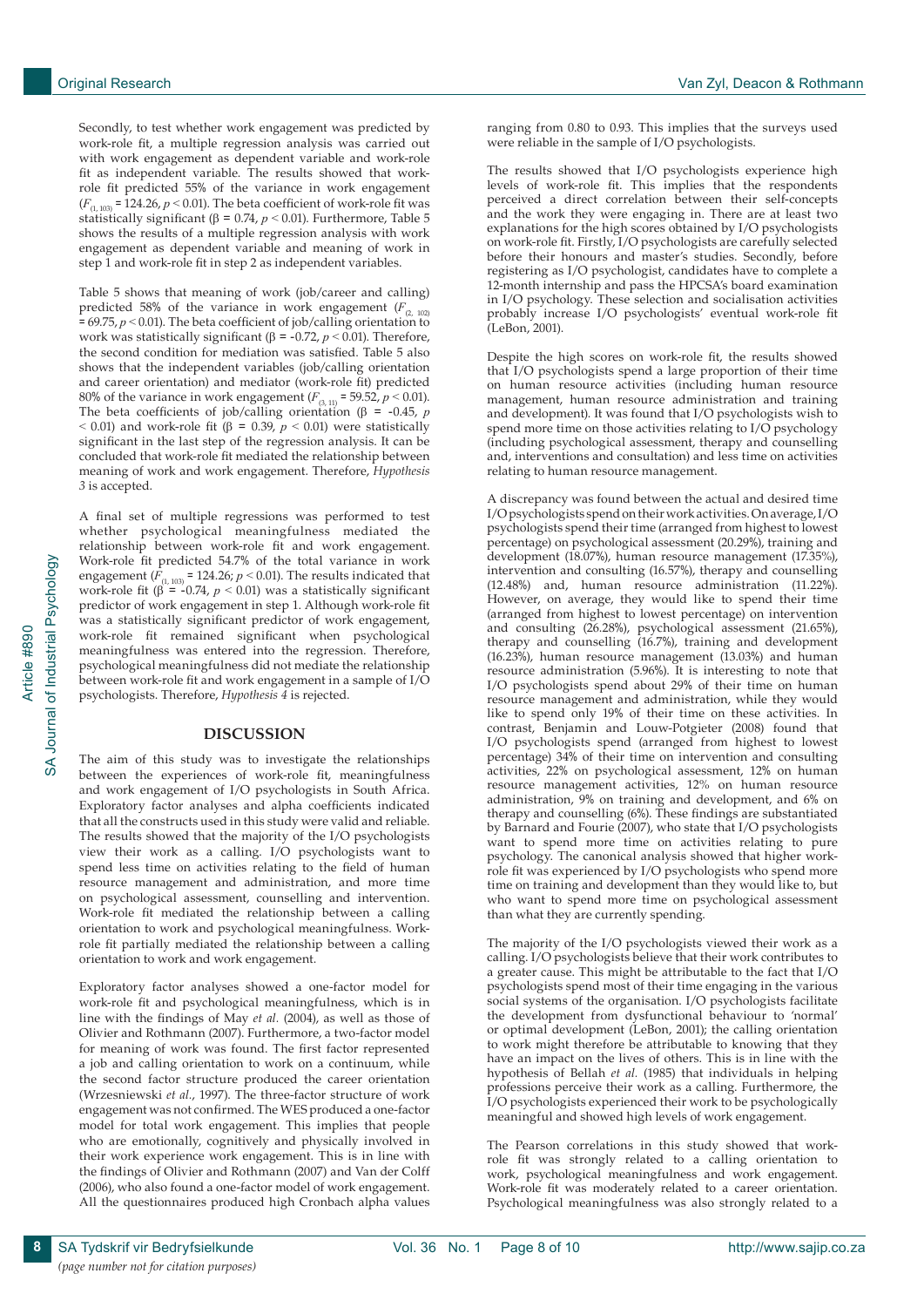Secondly, to test whether work engagement was predicted by work-role fit, a multiple regression analysis was carried out with work engagement as dependent variable and work-role fit as independent variable. The results showed that work-role fit predicted 55% of the variance in work engagement ($F_{(1, 103)}$ = 124.26, $p < 0.01$). The beta coefficient of work-role fit was statistically significant (β = 0.74, $p < 0.01$). Furthermore, Table 5 shows the results of a multiple regression analysis with work engagement as dependent variable and meaning of work in step 1 and work-role fit in step 2 as independent variables.

Table 5 shows that meaning of work (job/career and calling) predicted 58% of the variance in work engagement ($F_{(2, 102)}$ = 69.75, $p < 0.01$). The beta coefficient of job/calling orientation to work was statistically significant (β = -0.72, $p < 0.01$). Therefore, the second condition for mediation was satisfied. Table 5 also shows that the independent variables (job/calling orientation and career orientation) and mediator (work-role fit) predicted 80% of the variance in work engagement ($F_{(3, 11)}$ = 59.52, $p < 0.01$). The beta coefficients of job/calling orientation (β = -0.45, $p < 0.01$) and work-role fit (β = 0.39, $p < 0.01$) were statistically significant in the last step of the regression analysis. It can be concluded that work-role fit mediated the relationship between meaning of work and work engagement. Therefore, *Hypothesis 3* is accepted.

A final set of multiple regressions was performed to test whether psychological meaningfulness mediated the relationship between work-role fit and work engagement. Work-role fit predicted 54.7% of the total variance in work engagement ($F_{(1, 103)}$ = 124.26; $p < 0.01$). The results indicated that work-role fit (β = -0.74, $p < 0.01$) was a statistically significant predictor of work engagement in step 1. Although work-role fit was a statistically significant predictor of work engagement, work-role fit remained significant when psychological meaningfulness was entered into the regression. Therefore, psychological meaningfulness did not mediate the relationship between work-role fit and work engagement in a sample of I/O psychologists. Therefore, *Hypothesis 4* is rejected.

## DISCUSSION

The aim of this study was to investigate the relationships between the experiences of work-role fit, meaningfulness and work engagement of I/O psychologists in South Africa. Exploratory factor analyses and alpha coefficients indicated that all the constructs used in this study were valid and reliable. The results showed that the majority of the I/O psychologists view their work as a calling. I/O psychologists want to spend less time on activities relating to the field of human resource management and administration, and more time on psychological assessment, counselling and intervention. Work-role fit mediated the relationship between a calling orientation to work and psychological meaningfulness. Work-role fit partially mediated the relationship between a calling orientation to work and work engagement.

Exploratory factor analyses showed a one-factor model for work-role fit and psychological meaningfulness, which is in line with the findings of May *et al.* (2004), as well as those of Olivier and Rothmann (2007). Furthermore, a two-factor model for meaning of work was found. The first factor represented a job and calling orientation to work on a continuum, while the second factor structure produced the career orientation (Wrzesniewski *et al.*, 1997). The three-factor structure of work engagement was not confirmed. The WES produced a one-factor model for total work engagement. This implies that people who are emotionally, cognitively and physically involved in their work experience work engagement. This is in line with the findings of Olivier and Rothmann (2007) and Van der Colff (2006), who also found a one-factor model of work engagement. All the questionnaires produced high Cronbach alpha values ranging from 0.80 to 0.93. This implies that the surveys used were reliable in the sample of I/O psychologists.

The results showed that I/O psychologists experience high levels of work-role fit. This implies that the respondents perceived a direct correlation between their self-concepts and the work they were engaging in. There are at least two explanations for the high scores obtained by I/O psychologists on work-role fit. Firstly, I/O psychologists are carefully selected before their honours and master's studies. Secondly, before registering as I/O psychologist, candidates have to complete a 12-month internship and pass the HPCSA's board examination in I/O psychology. These selection and socialisation activities probably increase I/O psychologists' eventual work-role fit (LeBon, 2001).

Despite the high scores on work-role fit, the results showed that I/O psychologists spend a large proportion of their time on human resource activities (including human resource management, human resource administration and training and development). It was found that I/O psychologists wish to spend more time on those activities relating to I/O psychology (including psychological assessment, therapy and counselling and, interventions and consultation) and less time on activities relating to human resource management.

A discrepancy was found between the actual and desired time I/O psychologists spend on their work activities. On average, I/O psychologists spend their time (arranged from highest to lowest percentage) on psychological assessment (20.29%), training and development (18.07%), human resource management (17.35%), intervention and consulting (16.57%), therapy and counselling (12.48%) and, human resource administration (11.22%). However, on average, they would like to spend their time (arranged from highest to lowest percentage) on intervention and consulting (26.28%), psychological assessment (21.65%), therapy and counselling (16.7%), training and development (16.23%), human resource management (13.03%) and human resource administration (5.96%). It is interesting to note that I/O psychologists spend about 29% of their time on human resource management and administration, while they would like to spend only 19% of their time on these activities. In contrast, Benjamin and Louw-Potgieter (2008) found that I/O psychologists spend (arranged from highest to lowest percentage) 34% of their time on intervention and consulting activities, 22% on psychological assessment, 12% on human resource management activities, 12% on human resource administration, 9% on training and development, and 6% on therapy and counselling (6%). These findings are substantiated by Barnard and Fourie (2007), who state that I/O psychologists want to spend more time on activities relating to pure psychology. The canonical analysis showed that higher work-role fit was experienced by I/O psychologists who spend more time on training and development than they would like to, but who want to spend more time on psychological assessment than what they are currently spending.

The majority of the I/O psychologists viewed their work as a calling. I/O psychologists believe that their work contributes to a greater cause. This might be attributable to the fact that I/O psychologists spend most of their time engaging in the various social systems of the organisation. I/O psychologists facilitate the development from dysfunctional behaviour to 'normal' or optimal development (LeBon, 2001); the calling orientation to work might therefore be attributable to knowing that they have an impact on the lives of others. This is in line with the hypothesis of Bellah *et al.* (1985) that individuals in helping professions perceive their work as a calling. Furthermore, the I/O psychologists experienced their work to be psychologically meaningful and showed high levels of work engagement.

The Pearson correlations in this study showed that work-role fit was strongly related to a calling orientation to work, psychological meaningfulness and work engagement. Work-role fit was moderately related to a career orientation. Psychological meaningfulness was also strongly related to a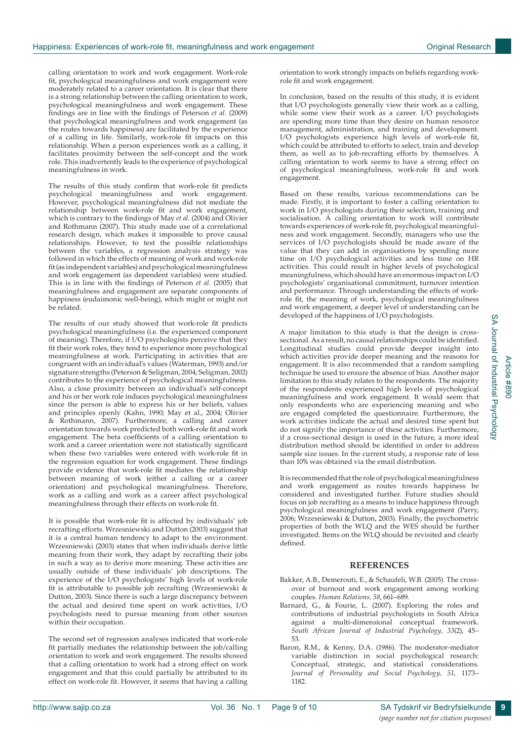calling orientation to work and work engagement. Work-role fit, psychological meaningfulness and work engagement were moderately related to a career orientation. It is clear that there is a strong relationship between the calling orientation to work, psychological meaningfulness and work engagement. These findings are in line with the findings of Peterson *et al.* (2009) that psychological meaningfulness and work engagement (as the routes towards happiness) are facilitated by the experience of a calling in life. Similarly, work-role fit impacts on this relationship. When a person experiences work as a calling, it facilitates proximity between the self-concept and the work role. This inadvertently leads to the experience of psychological meaningfulness in work.

The results of this study confirm that work-role fit predicts psychological meaningfulness and work engagement. However, psychological meaningfulness did not mediate the relationship between work-role fit and work engagement, which is contrary to the findings of May *et al.* (2004) and Olivier and Rothmann (2007). This study made use of a correlational research design, which makes it impossible to prove causal relationships. However, to test the possible relationships between the variables, a regression analysis strategy was followed in which the effects of meaning of work and work-role fit (as independent variables) and psychological meaningfulness and work engagement (as dependent variables) were studied. This is in line with the findings of Peterson *et al.* (2005) that meaningfulness and engagement are separate components of happiness (eudaimonic well-being), which might or might not be related.

The results of our study showed that work-role fit predicts psychological meaningfulness (i.e. the experienced component of meaning). Therefore, if I/O psychologists perceive that they fit their work roles, they tend to experience more psychological meaningfulness at work. Participating in activities that are congruent with an individual's values (Waterman, 1993) and/or signature strengths (Peterson & Seligman, 2004; Seligman, 2002) contributes to the experience of psychological meaningfulness. Also, a close proximity between an individual's self-concept and his or her work role induces psychological meaningfulness since the person is able to express his or her beliefs, values and principles openly (Kahn, 1990; May et al., 2004; Olivier & Rothmann, 2007). Furthermore, a calling and career orientation towards work predicted both work-role fit and work engagement. The beta coefficients of a calling orientation to work and a career orientation were not statistically significant when these two variables were entered with work-role fit in the regression equation for work engagement. These findings provide evidence that work-role fit mediates the relationship between meaning of work (either a calling or a career orientation) and psychological meaningfulness. Therefore, work as a calling and work as a career affect psychological meaningfulness through their effects on work-role fit.

It is possible that work-role fit is affected by individuals' job recrafting efforts. Wrzesniewski and Dutton (2003) suggest that it is a central human tendency to adapt to the environment. Wrzesniewski (2003) states that when individuals derive little meaning from their work, they adapt by recrafting their jobs in such a way as to derive more meaning. These activities are usually outside of these individuals' job descriptions. The experience of the I/O psychologists' high levels of work-role fit is attributable to possible job recrafting (Wrzesniewski & Dutton, 2003). Since there is such a large discrepancy between the actual and desired time spent on work activities, I/O psychologists need to pursue meaning from other sources within their occupation.

The second set of regression analyses indicated that work-role fit partially mediates the relationship between the job/calling orientation to work and work engagement. The results showed that a calling orientation to work had a strong effect on work engagement and that this could partially be attributed to its effect on work-role fit. However, it seems that having a calling orientation to work strongly impacts on beliefs regarding work-role fit and work engagement.

In conclusion, based on the results of this study, it is evident that I/O psychologists generally view their work as a calling, while some view their work as a career. I/O psychologists are spending more time than they desire on human resource management, administration, and training and development. I/O psychologists experience high levels of work-role fit, which could be attributed to efforts to select, train and develop them, as well as to job-recrafting efforts by themselves. A calling orientation to work seems to have a strong effect on of psychological meaningfulness, work-role fit and work engagement.

Based on these results, various recommendations can be made. Firstly, it is important to foster a calling orientation to work in I/O psychologists during their selection, training and socialisation. A calling orientation to work will contribute towards experiences of work-role fit, psychological meaningfulness and work engagement. Secondly, managers who use the services of I/O psychologists should be made aware of the value that they can add in organisations by spending more time on I/O psychological activities and less time on HR activities. This could result in higher levels of psychological meaningfulness, which should have an enormous impact on I/O psychologists' organisational commitment, turnover intention and performance. Through understanding the effects of work-role fit, the meaning of work, psychological meaningfulness and work engagement, a deeper level of understanding can be developed of the happiness of I/O psychologists.

A major limitation to this study is that the design is cross-sectional. As a result, no causal relationships could be identified. Longitudinal studies could provide deeper insight into which activities provide deeper meaning and the reasons for engagement. It is also recommended that a random sampling technique be used to ensure the absence of bias. Another major limitation to this study relates to the respondents. The majority of the respondents experienced high levels of psychological meaningfulness and work engagement. It would seem that only respondents who are experiencing meaning and who are engaged completed the questionnaire. Furthermore, the work activities indicate the actual and desired time spent but do not signify the importance of these activities. Furthermore, if a cross-sectional design is used in the future, a more ideal distribution method should be identified in order to address sample size issues. In the current study, a response rate of less than 10% was obtained via the email distribution.

It is recommended that the role of psychological meaningfulness and work engagement as routes towards happiness be considered and investigated further. Future studies should focus on job recrafting as a means to induce happiness through psychological meaningfulness and work engagement (Parry, 2006; Wrzesniewski & Dutton, 2003). Finally, the psychometric properties of both the WLQ and the WES should be further investigated. Items on the WLQ should be revisited and clearly defined.

## REFERENCES

Bakker, A.B., Demerouti, E., & Schaufeli, W.B. (2005). The crossover of burnout and work engagement among working couples. *Human Relations, 58*, 661–689.

Barnard, G., & Fourie, L. (2007). Exploring the roles and contributions of industrial psychologists in South Africa against a multi-dimensional conceptual framework. *South African Journal of Industrial Psychology, 33*(2), 45–53.

Baron, R.M., & Kenny, D.A. (1986). The moderator-mediator variable distinction in social psychological research: Conceptual, strategic, and statistical considerations. *Journal of Personality and Social Psychology, 51,* 1173–1182.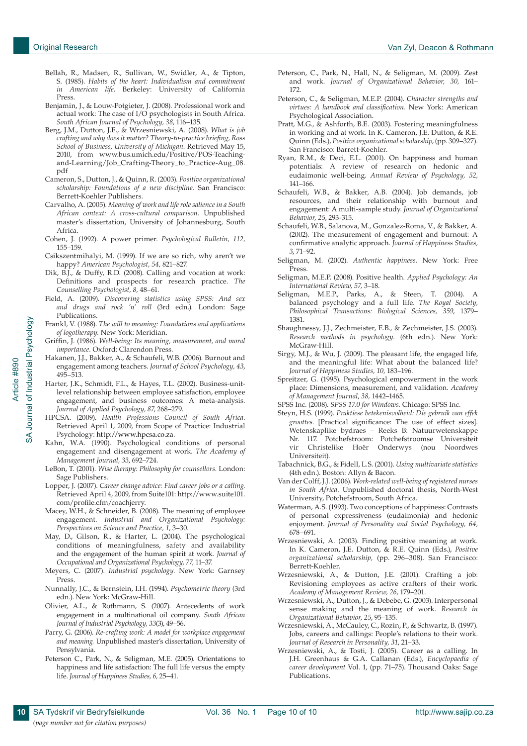Bellah, R., Madsen, R., Sullivan, W., Swidler, A., & Tipton, S. (1985). *Habits of the heart: Individualism and commitment in American life.* Berkeley: University of California Press.

Benjamin, J., & Louw-Potgieter, J. (2008). Professional work and actual work: The case of I/O psychologists in South Africa. *South African Journal of Psychology, 38*, 116–135.

Berg, J.M., Dutton, J.E., & Wrzesniewski, A. (2008). *What is job crafting and why does it matter? Theory-to-practice briefing, Ross School of Business, University of Michigan.* Retrieved May 15, 2010, from www.bus.umich.edu/Positive/POS-Teaching-and-Learning/Job_Crafting-Theory_to_Practice-Aug_08.pdf

Cameron, S., Dutton, J., & Quinn, R. (2003). *Positive organizational scholarship: Foundations of a new discipline.* San Francisco: Berrett-Koehler Publishers.

Carvalho, A. (2005). *Meaning of work and life role salience in a South African context: A cross-cultural comparison.* Unpublished master's dissertation, University of Johannesburg, South Africa.

Cohen, J. (1992). A power primer. *Psychological Bulletin, 112,* 155–159.

Csikszentmihalyi, M. (1999). If we are so rich, why aren't we happy? *American Psychologist, 54,* 821–827.

Dik, B.J., & Duffy, R.D. (2008). Calling and vocation at work: Definitions and prospects for research practice. *The Counselling Psychologist, 8,* 48–61.

Field, A. (2009). *Discovering statistics using SPSS: And sex and drugs and rock 'n' roll* (3rd edn.). London: Sage Publications.

Frankl, V. (1988). *The will to meaning: Foundations and applications of logotherapy.* New York: Meridian.

Griffin, J. (1986). *Well-being: Its meaning, measurement, and moral importance.* Oxford: Clarendon Press.

Hakanen, J.J., Bakker, A., & Schaufeli, W.B. (2006). Burnout and engagement among teachers. *Journal of School Psychology, 43*, 495–513.

Harter, J.K., Schmidt, F.L., & Hayes, T.L. (2002). Business-unit-level relationship between employee satisfaction, employee engagement, and business outcomes: A meta-analysis. *Journal of Applied Psychology, 87*, 268–279.

HPCSA. (2009). *Health Professions Council of South Africa*. Retrieved April 1, 2009, from Scope of Practice: Industrial Psychology: http://www.hpcsa.co.za.

Kahn, W.A. (1990). Psychological conditions of personal engagement and disengagement at work. *The Academy of Management Journal, 33*, 692–724.

LeBon, T. (2001). *Wise therapy: Philosophy for counsellors.* London: Sage Publishers.

Lopper, J. (2007). *Career change advice: Find career jobs or a calling.* Retrieved April 4, 2009, from Suite101: http://www.suite101.com/profile.cfm/coachjerry.

Macey, W.H., & Schneider, B. (2008). The meaning of employee engagement. *Industrial and Organizational Psychology: Perspectives on Science and Practice, 1*, 3–30.

May, D., Gilson, R., & Harter, L. (2004). The psychological conditions of meaningfulness, safety and availability and the engagement of the human spirit at work. *Journal of Occupational and Organizational Psychology, 77,* 11–37.

Meyers, C. (2007). *Industrial psychology.* New York: Garnsey Press.

Nunnally, J.C., & Bernstein, I.H. (1994). *Psychometric theory* (3rd edn.). New York: McGraw-Hill.

Olivier, A.L., & Rothmann, S. (2007). Antecedents of work engagement in a multinational oil company. *South African Journal of Industrial Psychology, 33*(3), 49–56.

Parry, G. (2006). *Re-crafting work: A model for workplace engagement and meaning.* Unpublished master's dissertation, University of Pensylvania.

Peterson C., Park, N., & Seligman, M.E. (2005). Orientations to happiness and life satisfaction: The full life versus the empty life. *Journal of Happiness Studies, 6,* 25–41.

Peterson, C., Park, N., Hall, N., & Seligman, M. (2009). Zest and work. *Journal of Organizational Behavior, 30,* 161–172.

Peterson, C., & Seligman, M.E.P. (2004). *Character strengths and virtues: A handbook and classification*. New York: American Psychological Association.

Pratt, M.G., & Ashforth, B.E. (2003). Fostering meaningfulness in working and at work. In K. Cameron, J.E. Dutton, & R.E. Quinn (Eds.), *Positive organizational scholarship*, (pp. 309–327). San Francisco: Barrett-Koehler.

Ryan, R.M., & Deci, E.L. (2001). On happiness and human potentials: A review of research on hedonic and eudaimonic well-being. *Annual Review of Psychology, 52,* 141–166.

Schaufeli, W.B., & Bakker, A.B. (2004). Job demands, job resources, and their relationship with burnout and engagement: A multi-sample study. *Journal of Organizational Behavior, 25*, 293-315.

Schaufeli, W.B., Salanova, M., Gonzalez-Roma, V., & Bakker, A. (2002). The measurement of engagement and burnout: A confirmative analytic approach. *Journal of Happiness Studies, 3*, 71–92.

Seligman, M. (2002). *Authentic happiness.* New York: Free Press.

Seligman, M.E.P. (2008). Positive health. *Applied Psychology: An International Review, 57,* 3–18.

Seligman, M.E.P., Parks, A., & Steen, T. (2004). A balanced psychology and a full life. *The Royal Society, Philosophical Transactions: Biological Sciences, 359*, 1379–1381.

Shaughnessy, J.J., Zechmeister, E.B., & Zechmeister, J.S. (2003). *Research methods in psychology.* (6th edn.). New York: McGraw-Hill.

Sirgy, M.J., & Wu, J. (2009). The pleasant life, the engaged life, and the meaningful life: What about the balanced life? *Journal of Happiness Studies, 10,* 183–196.

Spreitzer, G. (1995). Psychological empowerment in the work place: Dimensions, measurement, and validation. *Academy of Management Journal*, *38,* 1442–1465.

SPSS Inc. (2008). *SPSS 17.0 for Windows.* Chicago: SPSS Inc.

Steyn, H.S. (1999). *Praktiese betekenisvolheid: Die gebruik van effek groottes.* [Practical significance: The use of effect sizes]. Wetenskaplike bydraes – Reeks B: Natuurwetenskappe Nr. 117. Potchefstroom: Potchefstroomse Universiteit vir Christelike Hoër Onderwys (nou Noordwes Universiteit).

Tabachnick, B.G., & Fidell, L.S. (2001). *Using multivariate statistics* (4th edn.). Boston: Allyn & Bacon.

Van der Colff, J.J. (2006). *Work-related well-being of registered nurses in South Africa.* Unpublished doctoral thesis, North-West University, Potchefstroom, South Africa.

Waterman, A.S. (1993). Two conceptions of happiness: Contrasts of personal expressiveness (eudaimonia) and hedonic enjoyment. *Journal of Personality and Social Psychology, 64,* 678–691.

Wrzesniewski, A. (2003). Finding positive meaning at work. In K. Cameron, J.E. Dutton, & R.E. Quinn (Eds.), *Positive organizational scholarship,* (pp. 296–308). San Francisco: Berrett-Koehler.

Wrzesniewski, A., & Dutton, J.E. (2001). Crafting a job: Revisioning employees as active crafters of their work. *Academy of Management Review, 26*, 179–201.

Wrzesniewski, A., Dutton, J., & Debebe, G. (2003). Interpersonal sense making and the meaning of work. *Research in Organizational Behavior, 25*, 95–135.

Wrzesniewski, A., McCauley, C., Rozin, P., & Schwartz, B. (1997). Jobs, careers and callings: People's relations to their work. *Journal of Research in Personality, 31*, 21–33.

Wrzesniewski, A., & Tosti, J. (2005). Career as a calling. In J.H. Greenhaus & G.A. Callanan (Eds.), *Encyclopaedia of career development* Vol. 1, (pp. 71–75). Thousand Oaks: Sage Publications.